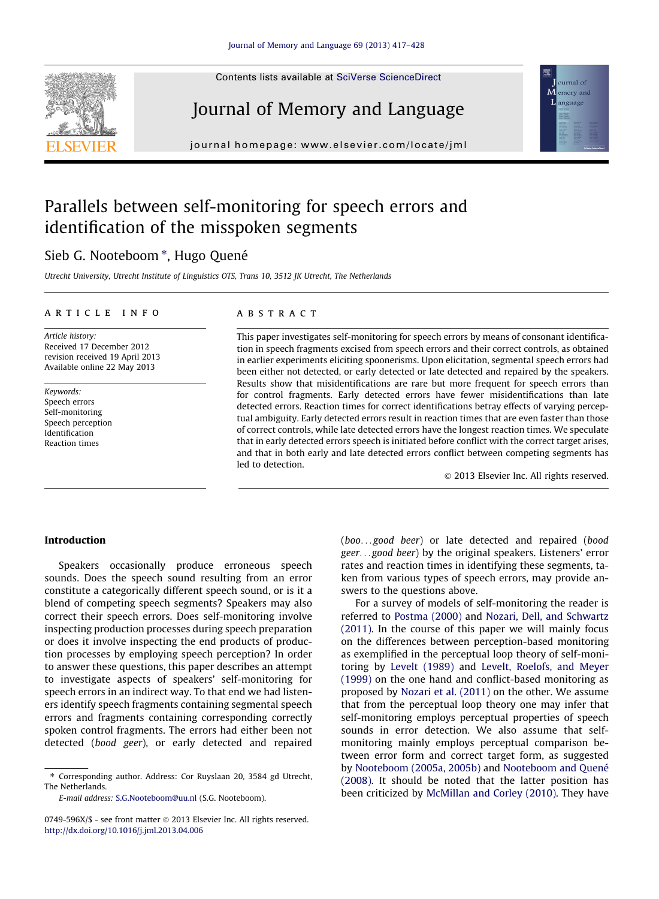# Parallels between self-monitoring for speech errors and identification of the misspoken segments

Sieb G. Nooteboom *, Hugo Quené

*Utrecht University, Utrecht Institute of Linguistics OTS, Trans 10, 3512 JK Utrecht, The Netherlands*

## ARTICLE INFO

*Article history:*
Received 17 December 2012
revision received 19 April 2013
Available online 22 May 2013

*Keywords:*
Speech errors
Self-monitoring
Speech perception
Identification
Reaction times

## ABSTRACT

This paper investigates self-monitoring for speech errors by means of consonant identification in speech fragments excised from speech errors and their correct controls, as obtained in earlier experiments eliciting spoonerisms. Upon elicitation, segmental speech errors had been either not detected, or early detected or late detected and repaired by the speakers. Results show that misidentifications are rare but more frequent for speech errors than for control fragments. Early detected errors have fewer misidentifications than late detected errors. Reaction times for correct identifications betray effects of varying perceptual ambiguity. Early detected errors result in reaction times that are even faster than those of correct controls, while late detected errors have the longest reaction times. We speculate that in early detected errors speech is initiated before conflict with the correct target arises, and that in both early and late detected errors conflict between competing segments has led to detection.

© 2013 Elsevier Inc. All rights reserved.

## Introduction

Speakers occasionally produce erroneous speech sounds. Does the speech sound resulting from an error constitute a categorically different speech sound, or is it a blend of competing speech segments? Speakers may also correct their speech errors. Does self-monitoring involve inspecting production processes during speech preparation or does it involve inspecting the end products of production processes by employing speech perception? In order to answer these questions, this paper describes an attempt to investigate aspects of speakers' self-monitoring for speech errors in an indirect way. To that end we had listeners identify speech fragments containing segmental speech errors and fragments containing corresponding correctly spoken control fragments. The errors had either not been detected (*bood geer*), or early detected and repaired (*boo…good beer*) or late detected and repaired (*bood geer…good beer*) by the original speakers. Listeners' error rates and reaction times in identifying these segments, taken from various types of speech errors, may provide answers to the questions above.

For a survey of models of self-monitoring the reader is referred to Postma (2000) and Nozari, Dell, and Schwartz (2011). In the course of this paper we will mainly focus on the differences between perception-based monitoring as exemplified in the perceptual loop theory of self-monitoring by Levelt (1989) and Levelt, Roelofs, and Meyer (1999) on the one hand and conflict-based monitoring as proposed by Nozari et al. (2011) on the other. We assume that from the perceptual loop theory one may infer that self-monitoring employs perceptual properties of speech sounds in error detection. We also assume that self-monitoring mainly employs perceptual comparison between error form and correct target form, as suggested by Nooteboom (2005a, 2005b) and Nooteboom and Quené (2008). It should be noted that the latter position has been criticized by McMillan and Corley (2010). They have

* Corresponding author. Address: Cor Ruyslaan 20, 3584 gd Utrecht, The Netherlands.
*E-mail address:* S.G.Nooteboom@uu.nl (S.G. Nooteboom).

0749-596X/$ - see front matter © 2013 Elsevier Inc. All rights reserved.
http://dx.doi.org/10.1016/j.jml.2013.04.006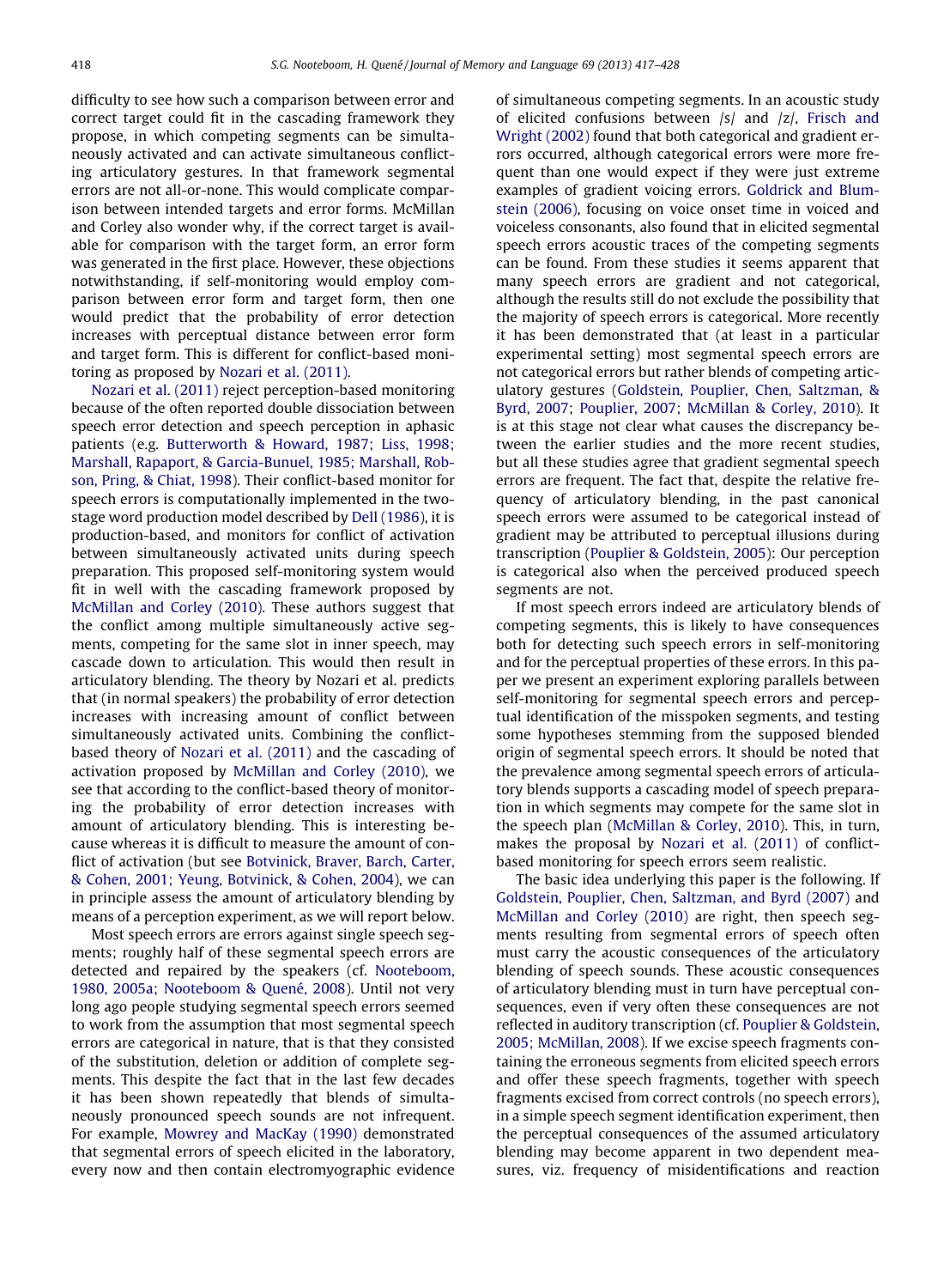difficulty to see how such a comparison between error and correct target could fit in the cascading framework they propose, in which competing segments can be simultaneously activated and can activate simultaneous conflicting articulatory gestures. In that framework segmental errors are not all-or-none. This would complicate comparison between intended targets and error forms. McMillan and Corley also wonder why, if the correct target is available for comparison with the target form, an error form was generated in the first place. However, these objections notwithstanding, if self-monitoring would employ comparison between error form and target form, then one would predict that the probability of error detection increases with perceptual distance between error form and target form. This is different for conflict-based monitoring as proposed by Nozari et al. (2011).

Nozari et al. (2011) reject perception-based monitoring because of the often reported double dissociation between speech error detection and speech perception in aphasic patients (e.g. Butterworth & Howard, 1987; Liss, 1998; Marshall, Rapaport, & Garcia-Bunuel, 1985; Marshall, Robson, Pring, & Chiat, 1998). Their conflict-based monitor for speech errors is computationally implemented in the two-stage word production model described by Dell (1986), it is production-based, and monitors for conflict of activation between simultaneously activated units during speech preparation. This proposed self-monitoring system would fit in well with the cascading framework proposed by McMillan and Corley (2010). These authors suggest that the conflict among multiple simultaneously active segments, competing for the same slot in inner speech, may cascade down to articulation. This would then result in articulatory blending. The theory by Nozari et al. predicts that (in normal speakers) the probability of error detection increases with increasing amount of conflict between simultaneously activated units. Combining the conflict-based theory of Nozari et al. (2011) and the cascading of activation proposed by McMillan and Corley (2010), we see that according to the conflict-based theory of monitoring the probability of error detection increases with amount of articulatory blending. This is interesting because whereas it is difficult to measure the amount of conflict of activation (but see Botvinick, Braver, Barch, Carter, & Cohen, 2001; Yeung, Botvinick, & Cohen, 2004), we can in principle assess the amount of articulatory blending by means of a perception experiment, as we will report below.

Most speech errors are errors against single speech segments; roughly half of these segmental speech errors are detected and repaired by the speakers (cf. Nooteboom, 1980, 2005a; Nooteboom & Quené, 2008). Until not very long ago people studying segmental speech errors seemed to work from the assumption that most segmental speech errors are categorical in nature, that is that they consisted of the substitution, deletion or addition of complete segments. This despite the fact that in the last few decades it has been shown repeatedly that blends of simultaneously pronounced speech sounds are not infrequent. For example, Mowrey and MacKay (1990) demonstrated that segmental errors of speech elicited in the laboratory, every now and then contain electromyographic evidence of simultaneous competing segments. In an acoustic study of elicited confusions between /s/ and /z/, Frisch and Wright (2002) found that both categorical and gradient errors occurred, although categorical errors were more frequent than one would expect if they were just extreme examples of gradient voicing errors. Goldrick and Blumstein (2006), focusing on voice onset time in voiced and voiceless consonants, also found that in elicited segmental speech errors acoustic traces of the competing segments can be found. From these studies it seems apparent that many speech errors are gradient and not categorical, although the results still do not exclude the possibility that the majority of speech errors is categorical. More recently it has been demonstrated that (at least in a particular experimental setting) most segmental speech errors are not categorical errors but rather blends of competing articulatory gestures (Goldstein, Pouplier, Chen, Saltzman, & Byrd, 2007; Pouplier, 2007; McMillan & Corley, 2010). It is at this stage not clear what causes the discrepancy between the earlier studies and the more recent studies, but all these studies agree that gradient segmental speech errors are frequent. The fact that, despite the relative frequency of articulatory blending, in the past canonical speech errors were assumed to be categorical instead of gradient may be attributed to perceptual illusions during transcription (Pouplier & Goldstein, 2005): Our perception is categorical also when the perceived produced speech segments are not.

If most speech errors indeed are articulatory blends of competing segments, this is likely to have consequences both for detecting such speech errors in self-monitoring and for the perceptual properties of these errors. In this paper we present an experiment exploring parallels between self-monitoring for segmental speech errors and perceptual identification of the misspoken segments, and testing some hypotheses stemming from the supposed blended origin of segmental speech errors. It should be noted that the prevalence among segmental speech errors of articulatory blends supports a cascading model of speech preparation in which segments may compete for the same slot in the speech plan (McMillan & Corley, 2010). This, in turn, makes the proposal by Nozari et al. (2011) of conflict-based monitoring for speech errors seem realistic.

The basic idea underlying this paper is the following. If Goldstein, Pouplier, Chen, Saltzman, and Byrd (2007) and McMillan and Corley (2010) are right, then speech segments resulting from segmental errors of speech often must carry the acoustic consequences of the articulatory blending of speech sounds. These acoustic consequences of articulatory blending must in turn have perceptual consequences, even if very often these consequences are not reflected in auditory transcription (cf. Pouplier & Goldstein, 2005; McMillan, 2008). If we excise speech fragments containing the erroneous segments from elicited speech errors and offer these speech fragments, together with speech fragments excised from correct controls (no speech errors), in a simple speech segment identification experiment, then the perceptual consequences of the assumed articulatory blending may become apparent in two dependent measures, viz. frequency of misidentifications and reaction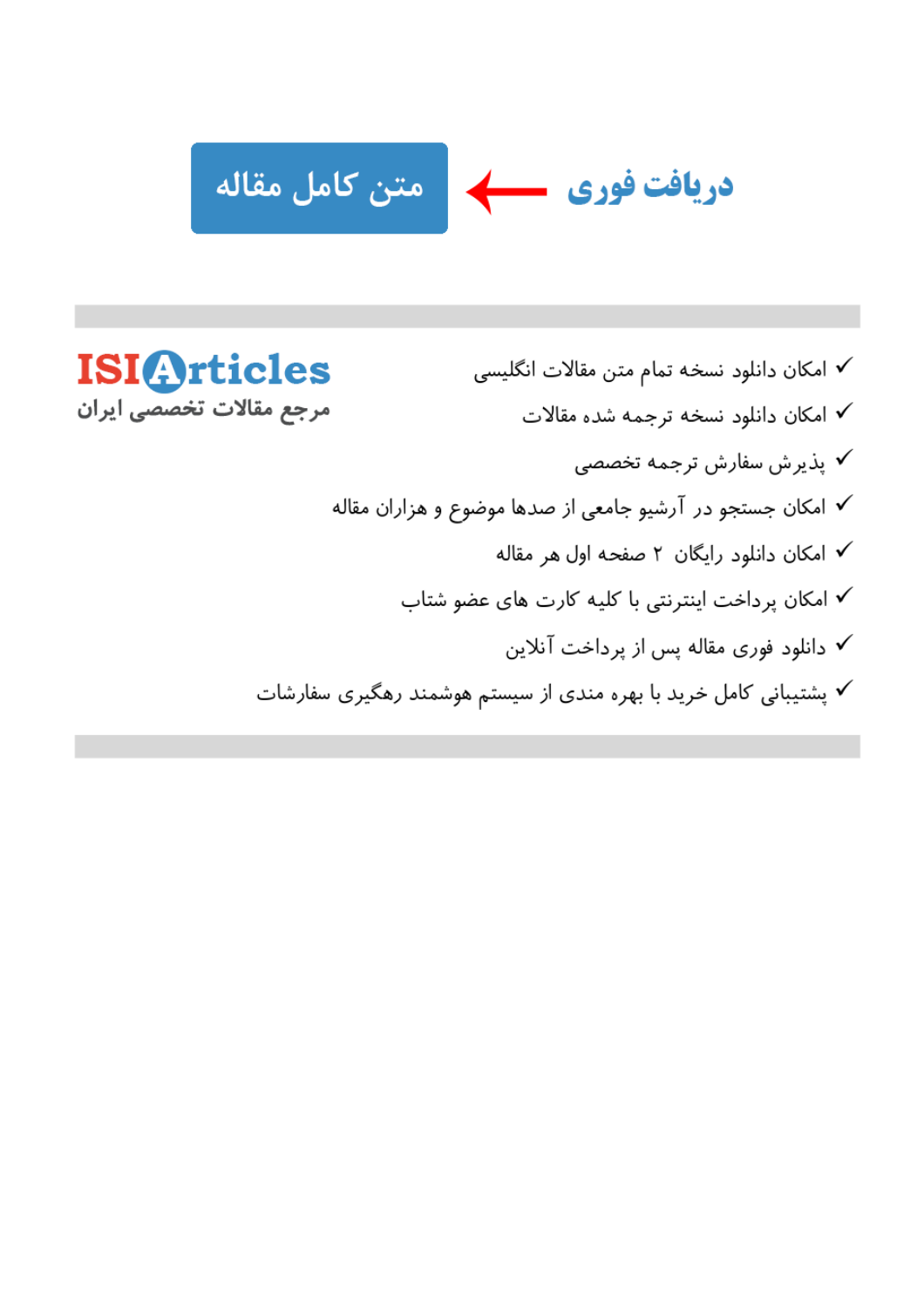دریافت فوری ← متن کامل مقاله

**ISIArticles**
مرجع مقالات تخصصی ایران

- ✓ امکان دانلود نسخه تمام متن مقالات انگلیسی
- ✓ امکان دانلود نسخه ترجمه شده مقالات
- ✓ پذیرش سفارش ترجمه تخصصی
- ✓ امکان جستجو در آرشیو جامعی از صدها موضوع و هزاران مقاله
- ✓ امکان دانلود رایگان ۲ صفحه اول هر مقاله
- ✓ امکان پرداخت اینترنتی با کلیه کارت های عضو شتاب
- ✓ دانلود فوری مقاله پس از پرداخت آنلاین
- ✓ پشتیبانی کامل خرید با بهره مندی از سیستم هوشمند رهگیری سفارشات